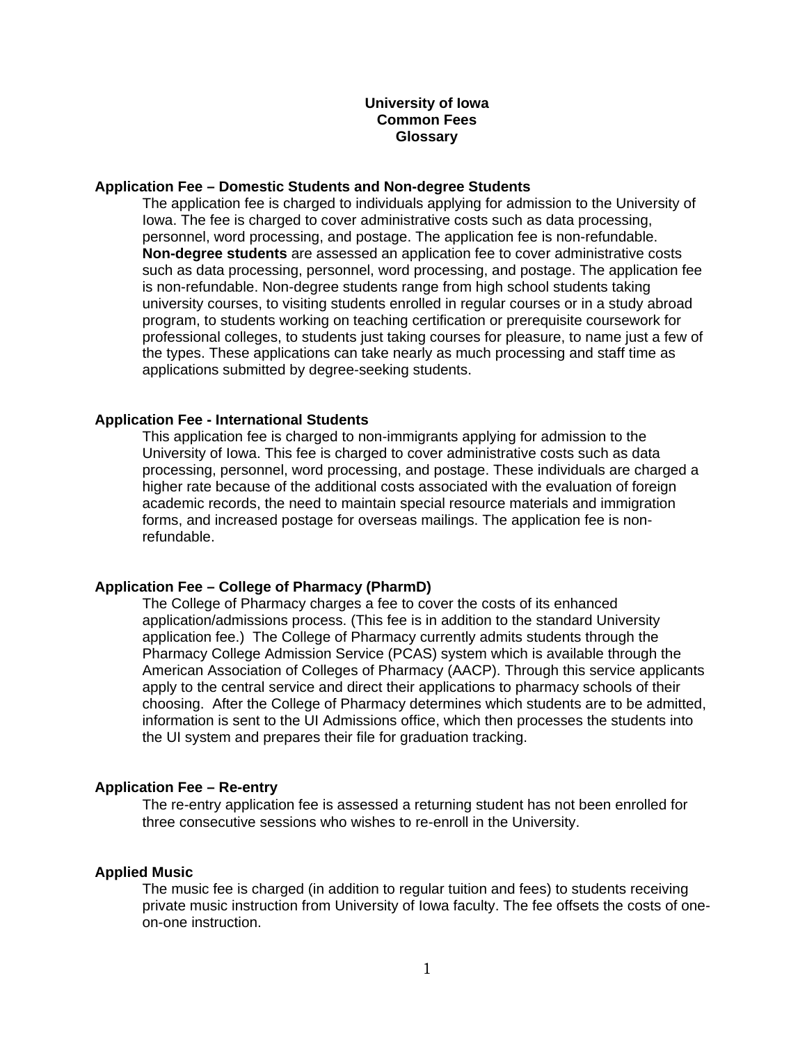# University of Iowa Common Fees Glossary

### Application Fee – Domestic Students and Non-degree Students

The application fee is charged to individuals applying for admission to the University of Iowa. The fee is charged to cover administrative costs such as data processing, personnel, word processing, and postage. The application fee is non-refundable. **Non-degree students** are assessed an application fee to cover administrative costs such as data processing, personnel, word processing, and postage. The application fee is non-refundable. Non-degree students range from high school students taking university courses, to visiting students enrolled in regular courses or in a study abroad program, to students working on teaching certification or prerequisite coursework for professional colleges, to students just taking courses for pleasure, to name just a few of the types. These applications can take nearly as much processing and staff time as applications submitted by degree-seeking students.

### Application Fee - International Students

This application fee is charged to non-immigrants applying for admission to the University of Iowa. This fee is charged to cover administrative costs such as data processing, personnel, word processing, and postage. These individuals are charged a higher rate because of the additional costs associated with the evaluation of foreign academic records, the need to maintain special resource materials and immigration forms, and increased postage for overseas mailings. The application fee is non-refundable.

### Application Fee – College of Pharmacy (PharmD)

The College of Pharmacy charges a fee to cover the costs of its enhanced application/admissions process. (This fee is in addition to the standard University application fee.) The College of Pharmacy currently admits students through the Pharmacy College Admission Service (PCAS) system which is available through the American Association of Colleges of Pharmacy (AACP). Through this service applicants apply to the central service and direct their applications to pharmacy schools of their choosing. After the College of Pharmacy determines which students are to be admitted, information is sent to the UI Admissions office, which then processes the students into the UI system and prepares their file for graduation tracking.

### Application Fee – Re-entry

The re-entry application fee is assessed a returning student has not been enrolled for three consecutive sessions who wishes to re-enroll in the University.

### Applied Music

The music fee is charged (in addition to regular tuition and fees) to students receiving private music instruction from University of Iowa faculty. The fee offsets the costs of one-on-one instruction.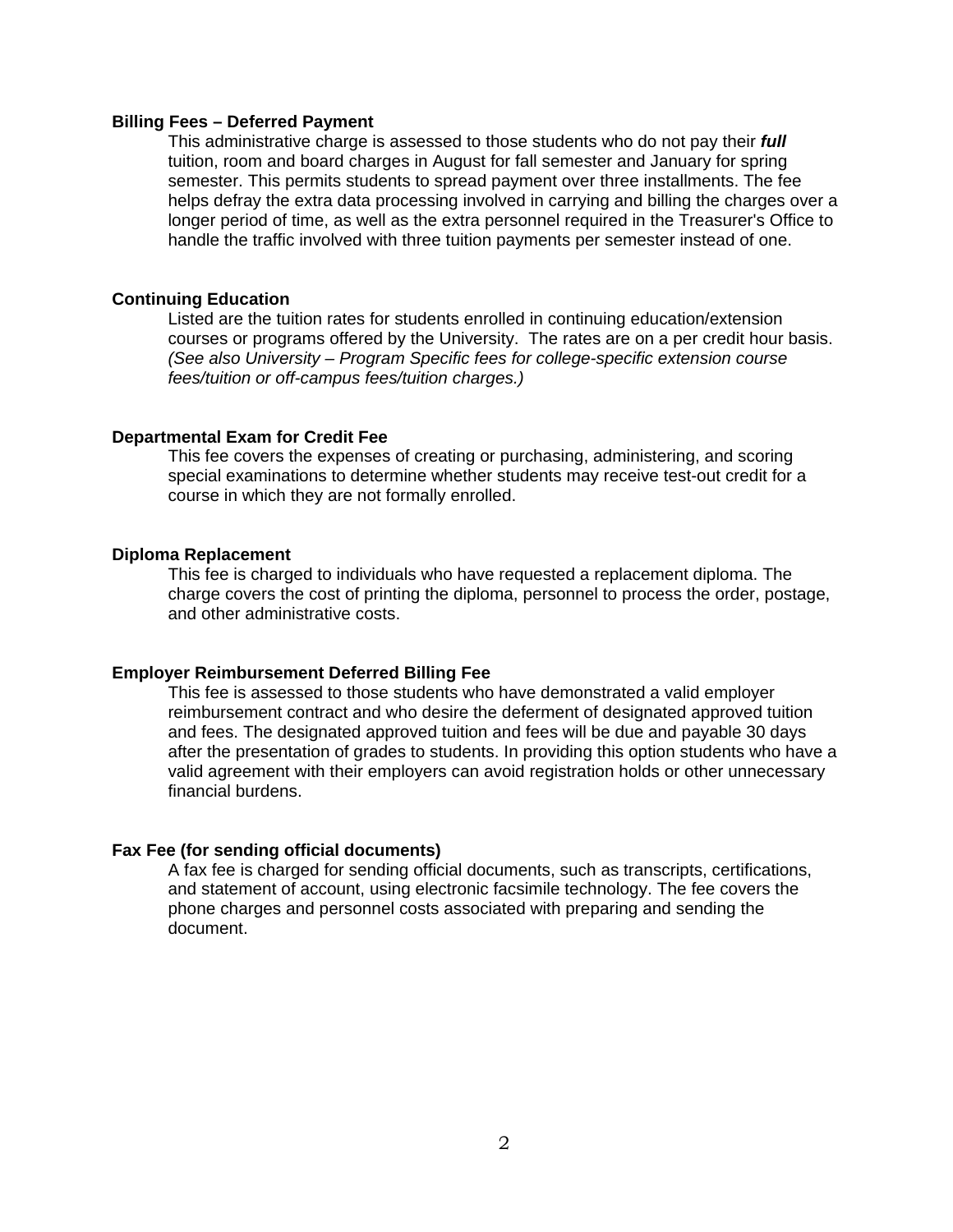**Billing Fees – Deferred Payment**

This administrative charge is assessed to those students who do not pay their ***full*** tuition, room and board charges in August for fall semester and January for spring semester. This permits students to spread payment over three installments. The fee helps defray the extra data processing involved in carrying and billing the charges over a longer period of time, as well as the extra personnel required in the Treasurer's Office to handle the traffic involved with three tuition payments per semester instead of one.

**Continuing Education**

Listed are the tuition rates for students enrolled in continuing education/extension courses or programs offered by the University. The rates are on a per credit hour basis. *(See also University – Program Specific fees for college-specific extension course fees/tuition or off-campus fees/tuition charges.)*

**Departmental Exam for Credit Fee**

This fee covers the expenses of creating or purchasing, administering, and scoring special examinations to determine whether students may receive test-out credit for a course in which they are not formally enrolled.

**Diploma Replacement**

This fee is charged to individuals who have requested a replacement diploma. The charge covers the cost of printing the diploma, personnel to process the order, postage, and other administrative costs.

**Employer Reimbursement Deferred Billing Fee**

This fee is assessed to those students who have demonstrated a valid employer reimbursement contract and who desire the deferment of designated approved tuition and fees. The designated approved tuition and fees will be due and payable 30 days after the presentation of grades to students. In providing this option students who have a valid agreement with their employers can avoid registration holds or other unnecessary financial burdens.

**Fax Fee (for sending official documents)**

A fax fee is charged for sending official documents, such as transcripts, certifications, and statement of account, using electronic facsimile technology. The fee covers the phone charges and personnel costs associated with preparing and sending the document.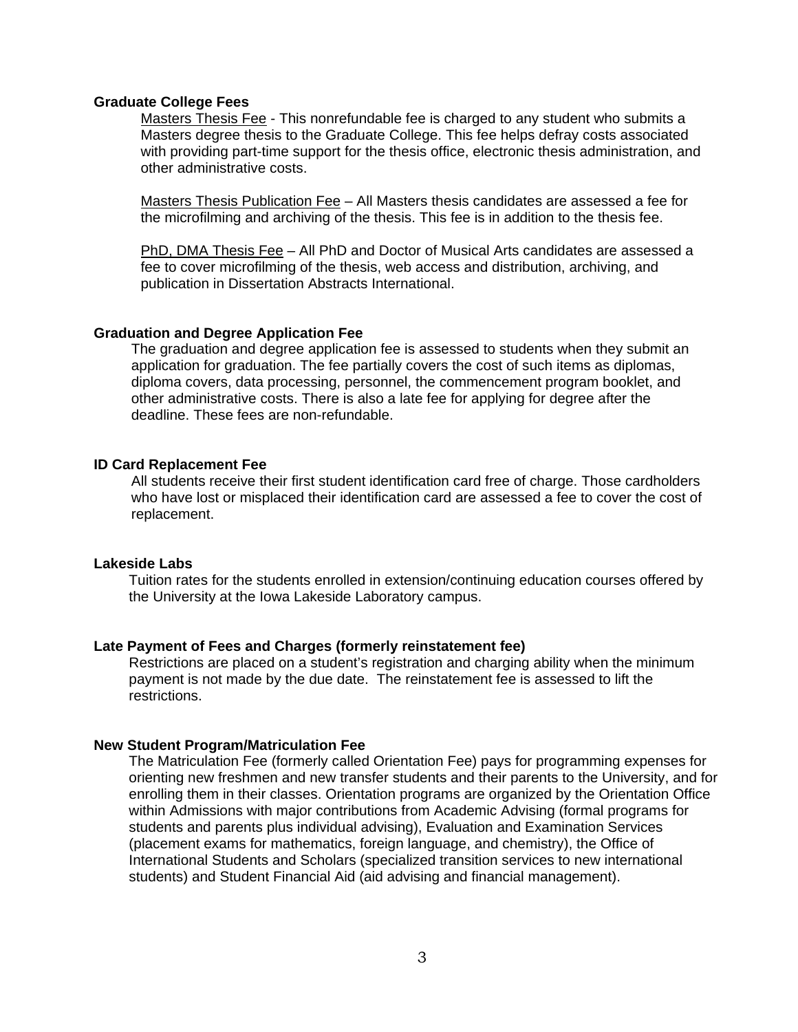**Graduate College Fees**

Masters Thesis Fee - This nonrefundable fee is charged to any student who submits a Masters degree thesis to the Graduate College. This fee helps defray costs associated with providing part-time support for the thesis office, electronic thesis administration, and other administrative costs.

Masters Thesis Publication Fee – All Masters thesis candidates are assessed a fee for the microfilming and archiving of the thesis. This fee is in addition to the thesis fee.

PhD, DMA Thesis Fee – All PhD and Doctor of Musical Arts candidates are assessed a fee to cover microfilming of the thesis, web access and distribution, archiving, and publication in Dissertation Abstracts International.

**Graduation and Degree Application Fee**

The graduation and degree application fee is assessed to students when they submit an application for graduation. The fee partially covers the cost of such items as diplomas, diploma covers, data processing, personnel, the commencement program booklet, and other administrative costs. There is also a late fee for applying for degree after the deadline. These fees are non-refundable.

**ID Card Replacement Fee**

All students receive their first student identification card free of charge. Those cardholders who have lost or misplaced their identification card are assessed a fee to cover the cost of replacement.

**Lakeside Labs**

Tuition rates for the students enrolled in extension/continuing education courses offered by the University at the Iowa Lakeside Laboratory campus.

**Late Payment of Fees and Charges (formerly reinstatement fee)**

Restrictions are placed on a student's registration and charging ability when the minimum payment is not made by the due date. The reinstatement fee is assessed to lift the restrictions.

**New Student Program/Matriculation Fee**

The Matriculation Fee (formerly called Orientation Fee) pays for programming expenses for orienting new freshmen and new transfer students and their parents to the University, and for enrolling them in their classes. Orientation programs are organized by the Orientation Office within Admissions with major contributions from Academic Advising (formal programs for students and parents plus individual advising), Evaluation and Examination Services (placement exams for mathematics, foreign language, and chemistry), the Office of International Students and Scholars (specialized transition services to new international students) and Student Financial Aid (aid advising and financial management).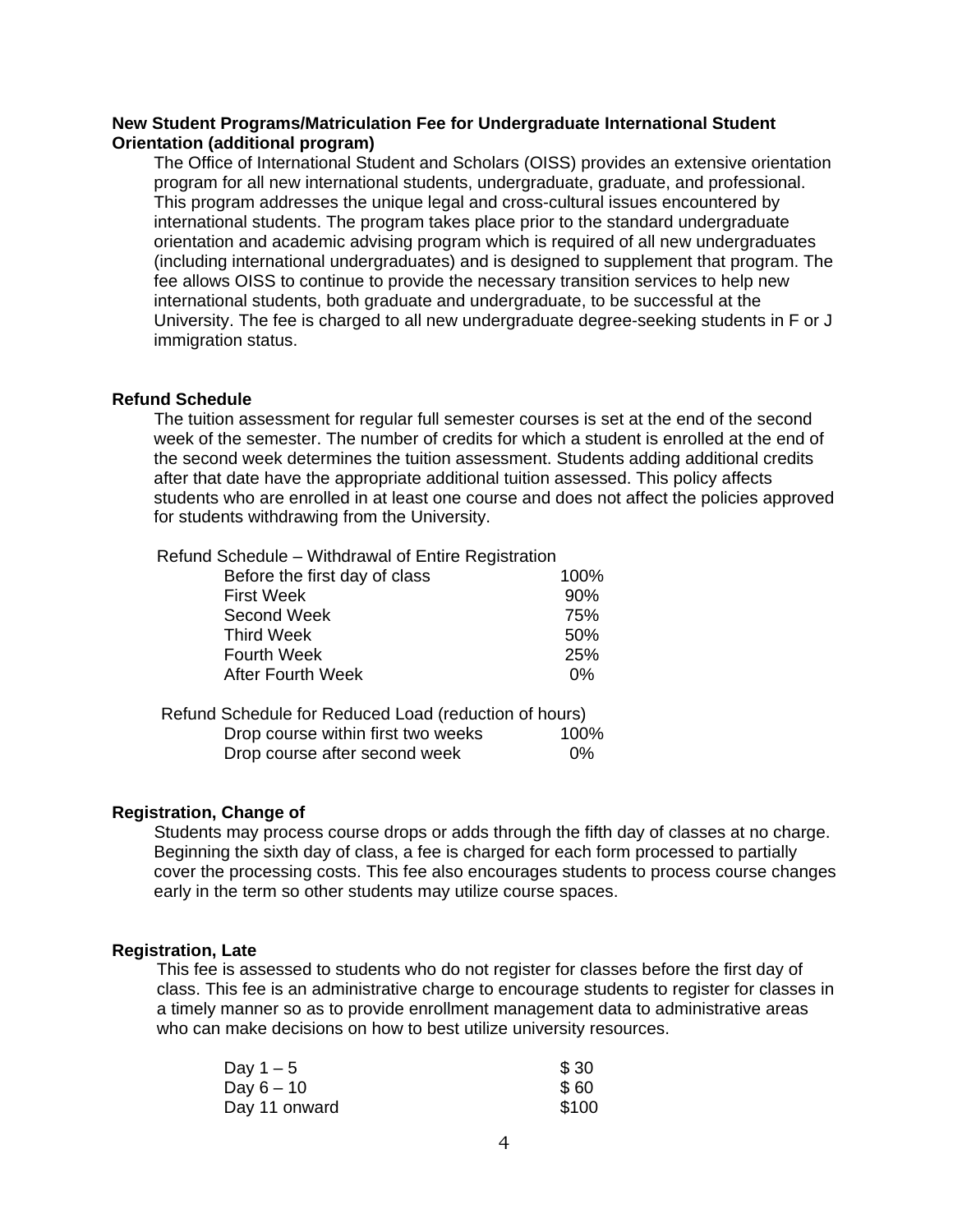**New Student Programs/Matriculation Fee for Undergraduate International Student Orientation (additional program)**

The Office of International Student and Scholars (OISS) provides an extensive orientation program for all new international students, undergraduate, graduate, and professional. This program addresses the unique legal and cross-cultural issues encountered by international students. The program takes place prior to the standard undergraduate orientation and academic advising program which is required of all new undergraduates (including international undergraduates) and is designed to supplement that program. The fee allows OISS to continue to provide the necessary transition services to help new international students, both graduate and undergraduate, to be successful at the University. The fee is charged to all new undergraduate degree-seeking students in F or J immigration status.

**Refund Schedule**

The tuition assessment for regular full semester courses is set at the end of the second week of the semester. The number of credits for which a student is enrolled at the end of the second week determines the tuition assessment. Students adding additional credits after that date have the appropriate additional tuition assessed. This policy affects students who are enrolled in at least one course and does not affect the policies approved for students withdrawing from the University.

| Refund Schedule – Withdrawal of Entire Registration | |
|---|---|
| Before the first day of class | 100% |
| First Week | 90% |
| Second Week | 75% |
| Third Week | 50% |
| Fourth Week | 25% |
| After Fourth Week | 0% |

| Refund Schedule for Reduced Load (reduction of hours) | |
|---|---|
| Drop course within first two weeks | 100% |
| Drop course after second week | 0% |

**Registration, Change of**

Students may process course drops or adds through the fifth day of classes at no charge. Beginning the sixth day of class, a fee is charged for each form processed to partially cover the processing costs. This fee also encourages students to process course changes early in the term so other students may utilize course spaces.

**Registration, Late**

This fee is assessed to students who do not register for classes before the first day of class. This fee is an administrative charge to encourage students to register for classes in a timely manner so as to provide enrollment management data to administrative areas who can make decisions on how to best utilize university resources.

| | |
|---|---|
| Day 1 – 5 | $ 30 |
| Day 6 – 10 | $ 60 |
| Day 11 onward | $100 |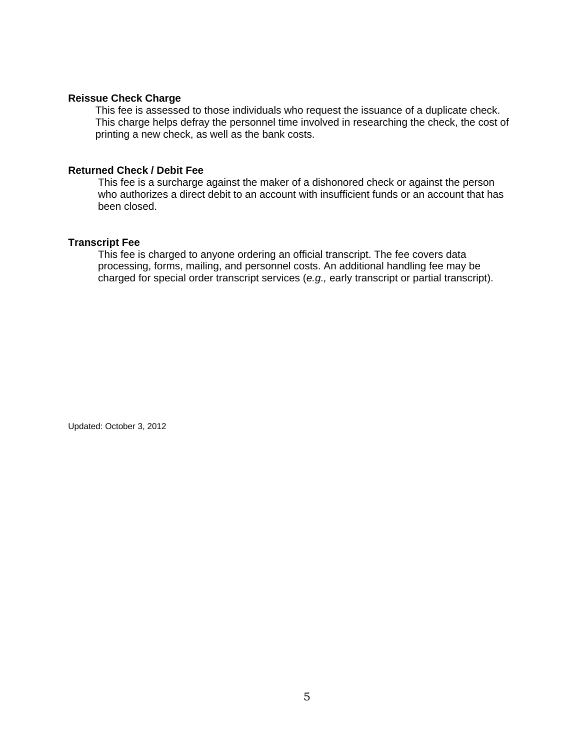**Reissue Check Charge**

This fee is assessed to those individuals who request the issuance of a duplicate check. This charge helps defray the personnel time involved in researching the check, the cost of printing a new check, as well as the bank costs.

**Returned Check / Debit Fee**

This fee is a surcharge against the maker of a dishonored check or against the person who authorizes a direct debit to an account with insufficient funds or an account that has been closed.

**Transcript Fee**

This fee is charged to anyone ordering an official transcript. The fee covers data processing, forms, mailing, and personnel costs. An additional handling fee may be charged for special order transcript services (*e.g.,* early transcript or partial transcript).

Updated: October 3, 2012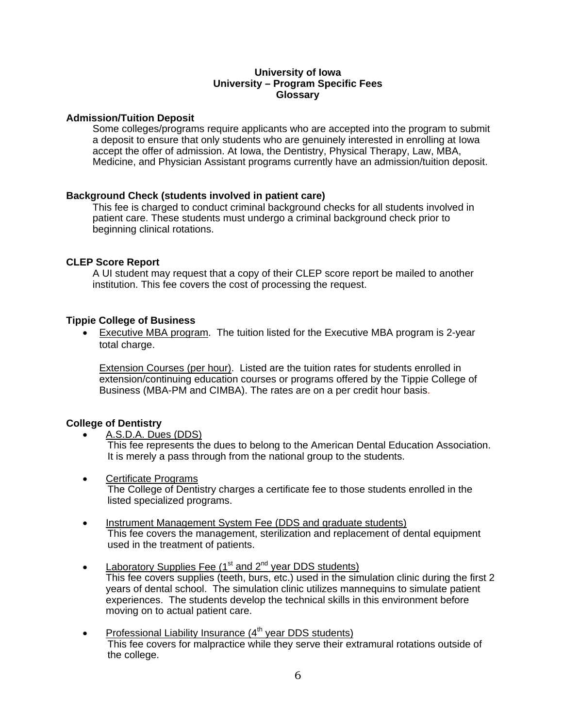**University of Iowa**
**University – Program Specific Fees**
**Glossary**

**Admission/Tuition Deposit**

Some colleges/programs require applicants who are accepted into the program to submit a deposit to ensure that only students who are genuinely interested in enrolling at Iowa accept the offer of admission. At Iowa, the Dentistry, Physical Therapy, Law, MBA, Medicine, and Physician Assistant programs currently have an admission/tuition deposit.

**Background Check (students involved in patient care)**

This fee is charged to conduct criminal background checks for all students involved in patient care. These students must undergo a criminal background check prior to beginning clinical rotations.

**CLEP Score Report**

A UI student may request that a copy of their CLEP score report be mailed to another institution. This fee covers the cost of processing the request.

**Tippie College of Business**

- Executive MBA program. The tuition listed for the Executive MBA program is 2-year total charge.

  Extension Courses (per hour). Listed are the tuition rates for students enrolled in extension/continuing education courses or programs offered by the Tippie College of Business (MBA-PM and CIMBA). The rates are on a per credit hour basis.

**College of Dentistry**

- A.S.D.A. Dues (DDS)
  This fee represents the dues to belong to the American Dental Education Association. It is merely a pass through from the national group to the students.

- Certificate Programs
  The College of Dentistry charges a certificate fee to those students enrolled in the listed specialized programs.

- Instrument Management System Fee (DDS and graduate students)
  This fee covers the management, sterilization and replacement of dental equipment used in the treatment of patients.

- Laboratory Supplies Fee (1st and 2nd year DDS students)
  This fee covers supplies (teeth, burs, etc.) used in the simulation clinic during the first 2 years of dental school. The simulation clinic utilizes mannequins to simulate patient experiences. The students develop the technical skills in this environment before moving on to actual patient care.

- Professional Liability Insurance (4th year DDS students)
  This fee covers for malpractice while they serve their extramural rotations outside of the college.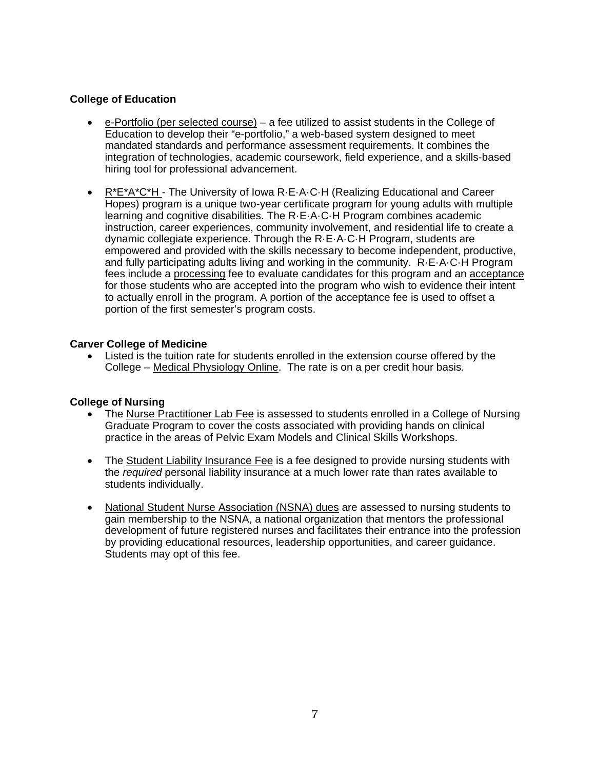**College of Education**

- e-Portfolio (per selected course) – a fee utilized to assist students in the College of Education to develop their "e-portfolio," a web-based system designed to meet mandated standards and performance assessment requirements. It combines the integration of technologies, academic coursework, field experience, and a skills-based hiring tool for professional advancement.

- R*E*A*C*H - The University of Iowa R·E·A·C·H (Realizing Educational and Career Hopes) program is a unique two-year certificate program for young adults with multiple learning and cognitive disabilities. The R·E·A·C·H Program combines academic instruction, career experiences, community involvement, and residential life to create a dynamic collegiate experience. Through the R·E·A·C·H Program, students are empowered and provided with the skills necessary to become independent, productive, and fully participating adults living and working in the community. R·E·A·C·H Program fees include a processing fee to evaluate candidates for this program and an acceptance for those students who are accepted into the program who wish to evidence their intent to actually enroll in the program. A portion of the acceptance fee is used to offset a portion of the first semester's program costs.

**Carver College of Medicine**

- Listed is the tuition rate for students enrolled in the extension course offered by the College – Medical Physiology Online. The rate is on a per credit hour basis.

**College of Nursing**

- The Nurse Practitioner Lab Fee is assessed to students enrolled in a College of Nursing Graduate Program to cover the costs associated with providing hands on clinical practice in the areas of Pelvic Exam Models and Clinical Skills Workshops.

- The Student Liability Insurance Fee is a fee designed to provide nursing students with the *required* personal liability insurance at a much lower rate than rates available to students individually.

- National Student Nurse Association (NSNA) dues are assessed to nursing students to gain membership to the NSNA, a national organization that mentors the professional development of future registered nurses and facilitates their entrance into the profession by providing educational resources, leadership opportunities, and career guidance. Students may opt of this fee.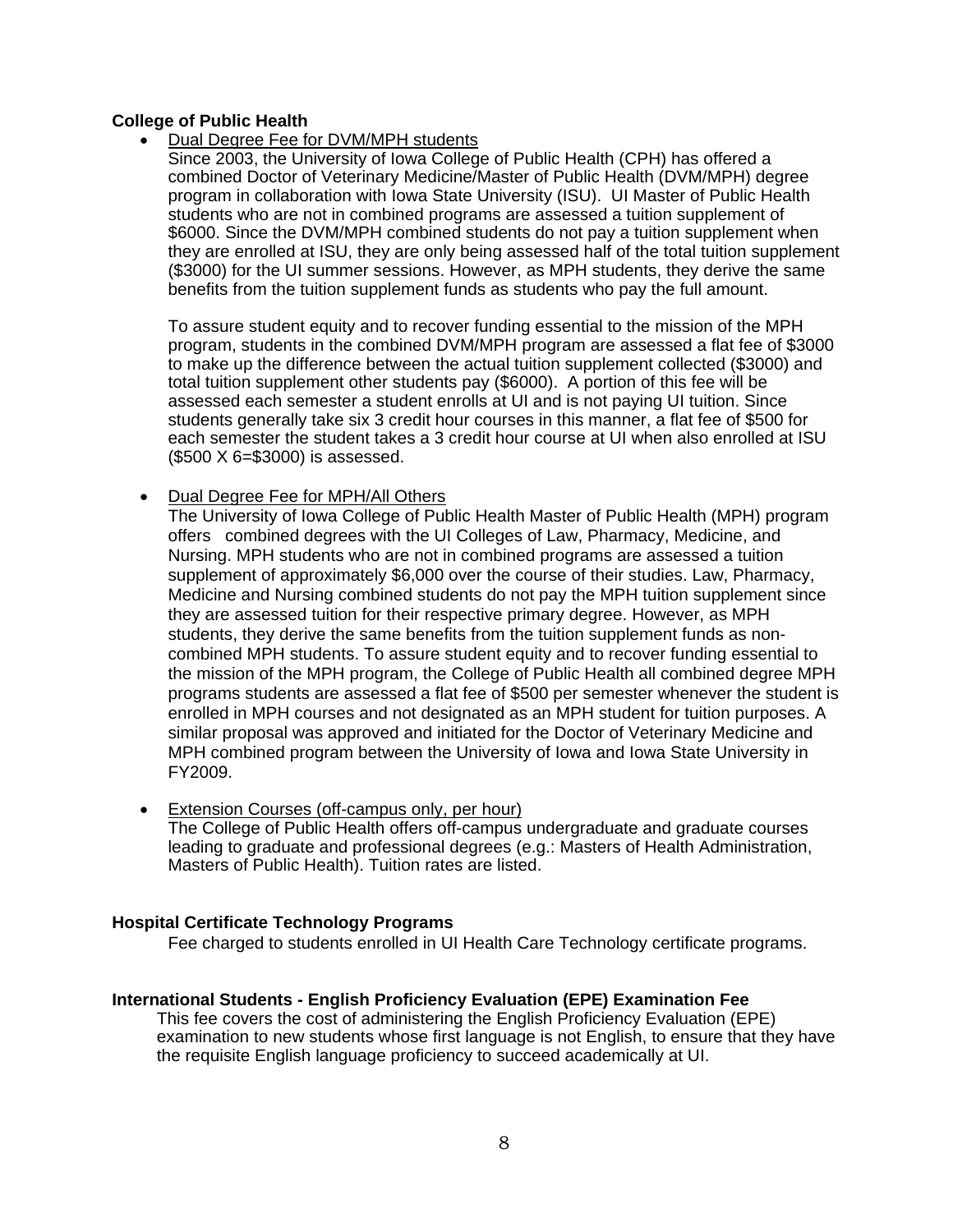**College of Public Health**

- Dual Degree Fee for DVM/MPH students

  Since 2003, the University of Iowa College of Public Health (CPH) has offered a combined Doctor of Veterinary Medicine/Master of Public Health (DVM/MPH) degree program in collaboration with Iowa State University (ISU). UI Master of Public Health students who are not in combined programs are assessed a tuition supplement of $6000. Since the DVM/MPH combined students do not pay a tuition supplement when they are enrolled at ISU, they are only being assessed half of the total tuition supplement ($3000) for the UI summer sessions. However, as MPH students, they derive the same benefits from the tuition supplement funds as students who pay the full amount.

  To assure student equity and to recover funding essential to the mission of the MPH program, students in the combined DVM/MPH program are assessed a flat fee of $3000 to make up the difference between the actual tuition supplement collected ($3000) and total tuition supplement other students pay ($6000). A portion of this fee will be assessed each semester a student enrolls at UI and is not paying UI tuition. Since students generally take six 3 credit hour courses in this manner, a flat fee of $500 for each semester the student takes a 3 credit hour course at UI when also enrolled at ISU ($500 X 6=$3000) is assessed.

- Dual Degree Fee for MPH/All Others

  The University of Iowa College of Public Health Master of Public Health (MPH) program offers combined degrees with the UI Colleges of Law, Pharmacy, Medicine, and Nursing. MPH students who are not in combined programs are assessed a tuition supplement of approximately $6,000 over the course of their studies. Law, Pharmacy, Medicine and Nursing combined students do not pay the MPH tuition supplement since they are assessed tuition for their respective primary degree. However, as MPH students, they derive the same benefits from the tuition supplement funds as non-combined MPH students. To assure student equity and to recover funding essential to the mission of the MPH program, the College of Public Health all combined degree MPH programs students are assessed a flat fee of $500 per semester whenever the student is enrolled in MPH courses and not designated as an MPH student for tuition purposes. A similar proposal was approved and initiated for the Doctor of Veterinary Medicine and MPH combined program between the University of Iowa and Iowa State University in FY2009.

- Extension Courses (off-campus only, per hour)

  The College of Public Health offers off-campus undergraduate and graduate courses leading to graduate and professional degrees (e.g.: Masters of Health Administration, Masters of Public Health). Tuition rates are listed.

**Hospital Certificate Technology Programs**

Fee charged to students enrolled in UI Health Care Technology certificate programs.

**International Students - English Proficiency Evaluation (EPE) Examination Fee**

This fee covers the cost of administering the English Proficiency Evaluation (EPE) examination to new students whose first language is not English, to ensure that they have the requisite English language proficiency to succeed academically at UI.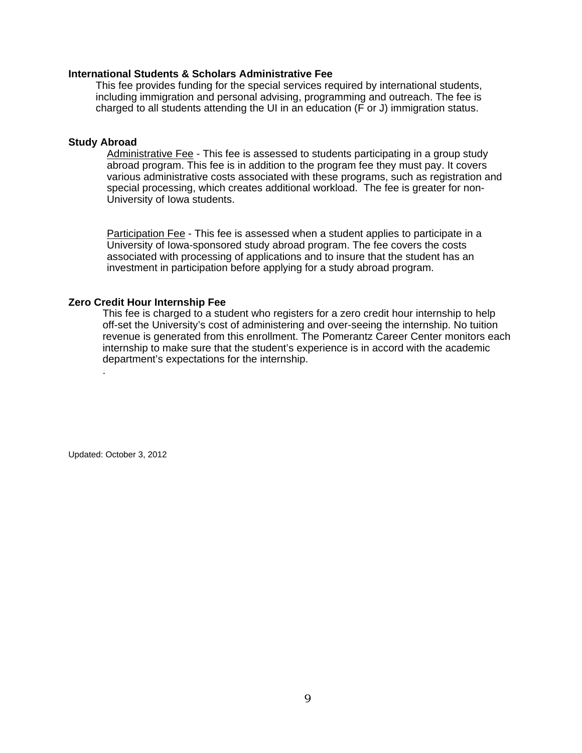**International Students & Scholars Administrative Fee**

This fee provides funding for the special services required by international students, including immigration and personal advising, programming and outreach. The fee is charged to all students attending the UI in an education (F or J) immigration status.

**Study Abroad**

Administrative Fee - This fee is assessed to students participating in a group study abroad program. This fee is in addition to the program fee they must pay. It covers various administrative costs associated with these programs, such as registration and special processing, which creates additional workload. The fee is greater for non-University of Iowa students.

Participation Fee - This fee is assessed when a student applies to participate in a University of Iowa-sponsored study abroad program. The fee covers the costs associated with processing of applications and to insure that the student has an investment in participation before applying for a study abroad program.

**Zero Credit Hour Internship Fee**

This fee is charged to a student who registers for a zero credit hour internship to help off-set the University's cost of administering and over-seeing the internship. No tuition revenue is generated from this enrollment. The Pomerantz Career Center monitors each internship to make sure that the student's experience is in accord with the academic department's expectations for the internship.

.

Updated: October 3, 2012